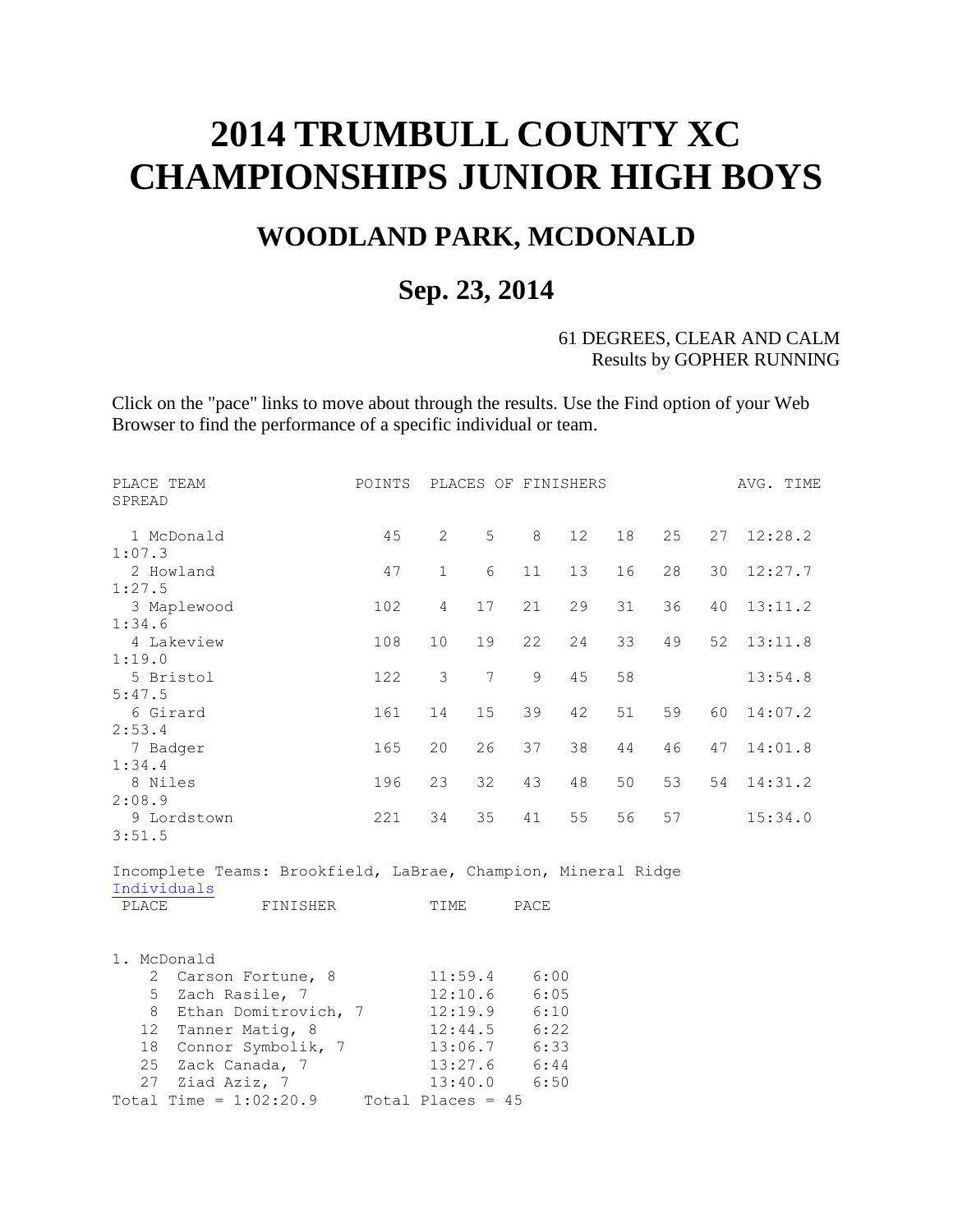# 2014 TRUMBULL COUNTY XC CHAMPIONSHIPS JUNIOR HIGH BOYS

## WOODLAND PARK, MCDONALD

## Sep. 23, 2014

61 DEGREES, CLEAR AND CALM
Results by GOPHER RUNNING

Click on the "pace" links to move about through the results. Use the Find option of your Web Browser to find the performance of a specific individual or team.

| PLACE | TEAM | POINTS | PLACES OF FINISHERS | | | | | | | AVG. TIME | SPREAD |
|---|---|---|---|---|---|---|---|---|---|---|---|
| 1 | McDonald | 45 | 2 | 5 | 8 | 12 | 18 | 25 | 27 | 12:28.2 | 1:07.3 |
| 2 | Howland | 47 | 1 | 6 | 11 | 13 | 16 | 28 | 30 | 12:27.7 | 1:27.5 |
| 3 | Maplewood | 102 | 4 | 17 | 21 | 29 | 31 | 36 | 40 | 13:11.2 | 1:34.6 |
| 4 | Lakeview | 108 | 10 | 19 | 22 | 24 | 33 | 49 | 52 | 13:11.8 | 1:19.0 |
| 5 | Bristol | 122 | 3 | 7 | 9 | 45 | 58 | | | 13:54.8 | 5:47.5 |
| 6 | Girard | 161 | 14 | 15 | 39 | 42 | 51 | 59 | 60 | 14:07.2 | 2:53.4 |
| 7 | Badger | 165 | 20 | 26 | 37 | 38 | 44 | 46 | 47 | 14:01.8 | 1:34.4 |
| 8 | Niles | 196 | 23 | 32 | 43 | 48 | 50 | 53 | 54 | 14:31.2 | 2:08.9 |
| 9 | Lordstown | 221 | 34 | 35 | 41 | 55 | 56 | 57 | | 15:34.0 | 3:51.5 |

Incomplete Teams: Brookfield, LaBrae, Champion, Mineral Ridge

Individuals

| PLACE | FINISHER | TIME | PACE |
|---|---|---|---|

**1. McDonald**

| PLACE | FINISHER | TIME | PACE |
|---|---|---|---|
| 2 | Carson Fortune, 8 | 11:59.4 | 6:00 |
| 5 | Zach Rasile, 7 | 12:10.6 | 6:05 |
| 8 | Ethan Domitrovich, 7 | 12:19.9 | 6:10 |
| 12 | Tanner Matig, 8 | 12:44.5 | 6:22 |
| 18 | Connor Symbolik, 7 | 13:06.7 | 6:33 |
| 25 | Zack Canada, 7 | 13:27.6 | 6:44 |
| 27 | Ziad Aziz, 7 | 13:40.0 | 6:50 |

Total Time = 1:02:20.9 Total Places = 45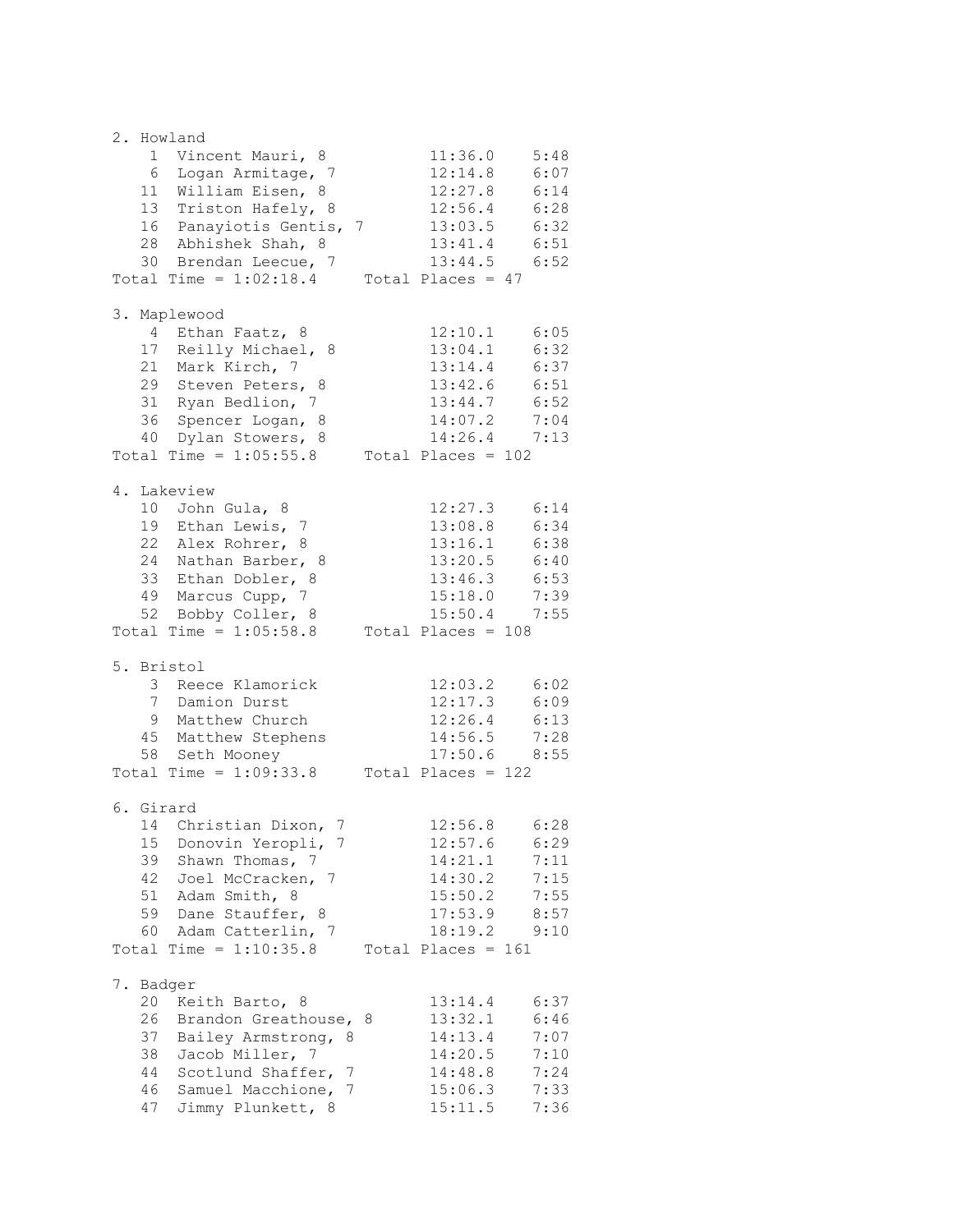```
2. Howland
    1  Vincent Mauri, 8           11:36.0    5:48
    6  Logan Armitage, 7          12:14.8    6:07
   11  William Eisen, 8           12:27.8    6:14
   13  Triston Hafely, 8          12:56.4    6:28
   16  Panayiotis Gentis, 7       13:03.5    6:32
   28  Abhishek Shah, 8           13:41.4    6:51
   30  Brendan Leecue, 7          13:44.5    6:52
Total Time = 1:02:18.4     Total Places = 47

3. Maplewood
    4  Ethan Faatz, 8             12:10.1    6:05
   17  Reilly Michael, 8          13:04.1    6:32
   21  Mark Kirch, 7              13:14.4    6:37
   29  Steven Peters, 8           13:42.6    6:51
   31  Ryan Bedlion, 7            13:44.7    6:52
   36  Spencer Logan, 8           14:07.2    7:04
   40  Dylan Stowers, 8           14:26.4    7:13
Total Time = 1:05:55.8     Total Places = 102

4. Lakeview
   10  John Gula, 8               12:27.3    6:14
   19  Ethan Lewis, 7             13:08.8    6:34
   22  Alex Rohrer, 8             13:16.1    6:38
   24  Nathan Barber, 8           13:20.5    6:40
   33  Ethan Dobler, 8            13:46.3    6:53
   49  Marcus Cupp, 7             15:18.0    7:39
   52  Bobby Coller, 8            15:50.4    7:55
Total Time = 1:05:58.8     Total Places = 108

5. Bristol
    3  Reece Klamorick            12:03.2    6:02
    7  Damion Durst               12:17.3    6:09
    9  Matthew Church             12:26.4    6:13
   45  Matthew Stephens           14:56.5    7:28
   58  Seth Mooney                17:50.6    8:55
Total Time = 1:09:33.8     Total Places = 122

6. Girard
   14  Christian Dixon, 7         12:56.8    6:28
   15  Donovin Yeropli, 7         12:57.6    6:29
   39  Shawn Thomas, 7            14:21.1    7:11
   42  Joel McCracken, 7          14:30.2    7:15
   51  Adam Smith, 8              15:50.2    7:55
   59  Dane Stauffer, 8           17:53.9    8:57
   60  Adam Catterlin, 7          18:19.2    9:10
Total Time = 1:10:35.8     Total Places = 161

7. Badger
   20  Keith Barto, 8             13:14.4    6:37
   26  Brandon Greathouse, 8      13:32.1    6:46
   37  Bailey Armstrong, 8        14:13.4    7:07
   38  Jacob Miller, 7            14:20.5    7:10
   44  Scotlund Shaffer, 7        14:48.8    7:24
   46  Samuel Macchione, 7        15:06.3    7:33
   47  Jimmy Plunkett, 8          15:11.5    7:36
```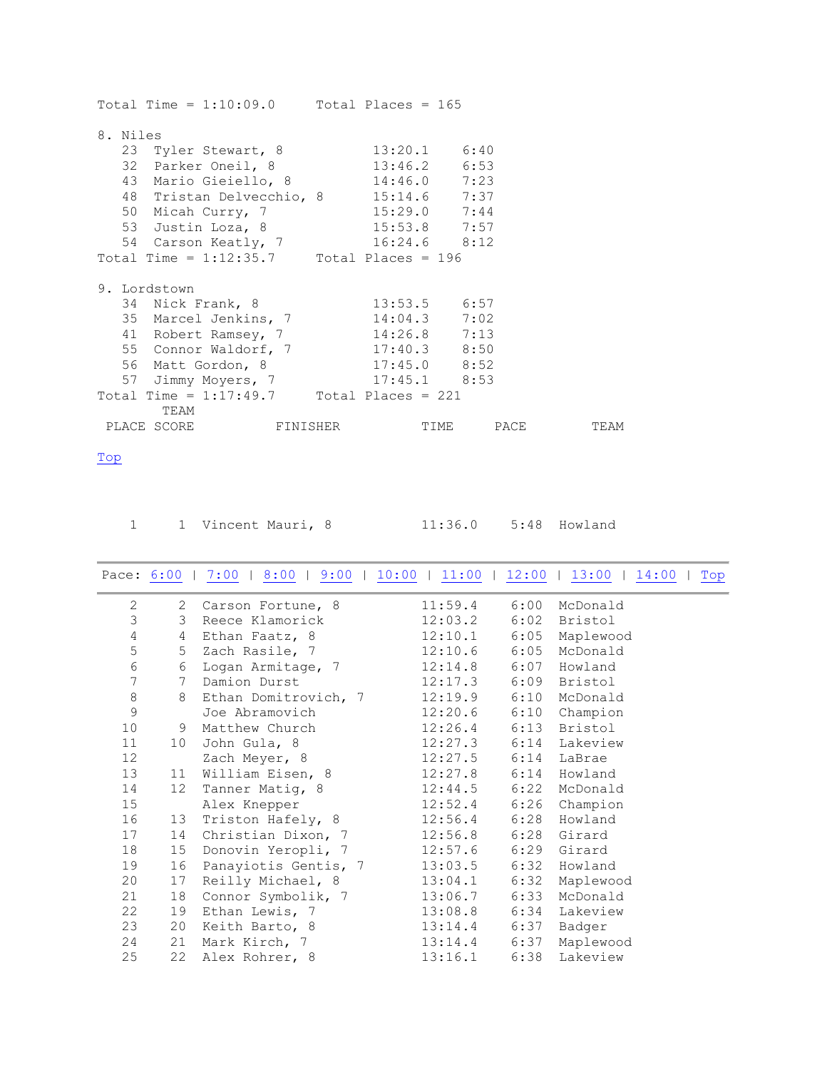Total Time = 1:10:09.0     Total Places = 165

8. Niles

| | | | |
|---|---|---|---|
| 23 | Tyler Stewart, 8 | 13:20.1 | 6:40 |
| 32 | Parker Oneil, 8 | 13:46.2 | 6:53 |
| 43 | Mario Gieiello, 8 | 14:46.0 | 7:23 |
| 48 | Tristan Delvecchio, 8 | 15:14.6 | 7:37 |
| 50 | Micah Curry, 7 | 15:29.0 | 7:44 |
| 53 | Justin Loza, 8 | 15:53.8 | 7:57 |
| 54 | Carson Keatly, 7 | 16:24.6 | 8:12 |

Total Time = 1:12:35.7     Total Places = 196

9. Lordstown

| | | | |
|---|---|---|---|
| 34 | Nick Frank, 8 | 13:53.5 | 6:57 |
| 35 | Marcel Jenkins, 7 | 14:04.3 | 7:02 |
| 41 | Robert Ramsey, 7 | 14:26.8 | 7:13 |
| 55 | Connor Waldorf, 7 | 17:40.3 | 8:50 |
| 56 | Matt Gordon, 8 | 17:45.0 | 8:52 |
| 57 | Jimmy Moyers, 7 | 17:45.1 | 8:53 |

Total Time = 1:17:49.7     Total Places = 221

Top

| PLACE | TEAM SCORE | FINISHER | TIME | PACE | TEAM |
|---|---|---|---|---|---|
| 1 | 1 | Vincent Mauri, 8 | 11:36.0 | 5:48 | Howland |

Pace: 6:00 | 7:00 | 8:00 | 9:00 | 10:00 | 11:00 | 12:00 | 13:00 | 14:00 | Top

| PLACE | TEAM SCORE | FINISHER | TIME | PACE | TEAM |
|---|---|---|---|---|---|
| 2 | 2 | Carson Fortune, 8 | 11:59.4 | 6:00 | McDonald |
| 3 | 3 | Reece Klamorick | 12:03.2 | 6:02 | Bristol |
| 4 | 4 | Ethan Faatz, 8 | 12:10.1 | 6:05 | Maplewood |
| 5 | 5 | Zach Rasile, 7 | 12:10.6 | 6:05 | McDonald |
| 6 | 6 | Logan Armitage, 7 | 12:14.8 | 6:07 | Howland |
| 7 | 7 | Damion Durst | 12:17.3 | 6:09 | Bristol |
| 8 | 8 | Ethan Domitrovich, 7 | 12:19.9 | 6:10 | McDonald |
| 9 | | Joe Abramovich | 12:20.6 | 6:10 | Champion |
| 10 | 9 | Matthew Church | 12:26.4 | 6:13 | Bristol |
| 11 | 10 | John Gula, 8 | 12:27.3 | 6:14 | Lakeview |
| 12 | | Zach Meyer, 8 | 12:27.5 | 6:14 | LaBrae |
| 13 | 11 | William Eisen, 8 | 12:27.8 | 6:14 | Howland |
| 14 | 12 | Tanner Matig, 8 | 12:44.5 | 6:22 | McDonald |
| 15 | | Alex Knepper | 12:52.4 | 6:26 | Champion |
| 16 | 13 | Triston Hafely, 8 | 12:56.4 | 6:28 | Howland |
| 17 | 14 | Christian Dixon, 7 | 12:56.8 | 6:28 | Girard |
| 18 | 15 | Donovin Yeropli, 7 | 12:57.6 | 6:29 | Girard |
| 19 | 16 | Panayiotis Gentis, 7 | 13:03.5 | 6:32 | Howland |
| 20 | 17 | Reilly Michael, 8 | 13:04.1 | 6:32 | Maplewood |
| 21 | 18 | Connor Symbolik, 7 | 13:06.7 | 6:33 | McDonald |
| 22 | 19 | Ethan Lewis, 7 | 13:08.8 | 6:34 | Lakeview |
| 23 | 20 | Keith Barto, 8 | 13:14.4 | 6:37 | Badger |
| 24 | 21 | Mark Kirch, 7 | 13:14.4 | 6:37 | Maplewood |
| 25 | 22 | Alex Rohrer, 8 | 13:16.1 | 6:38 | Lakeview |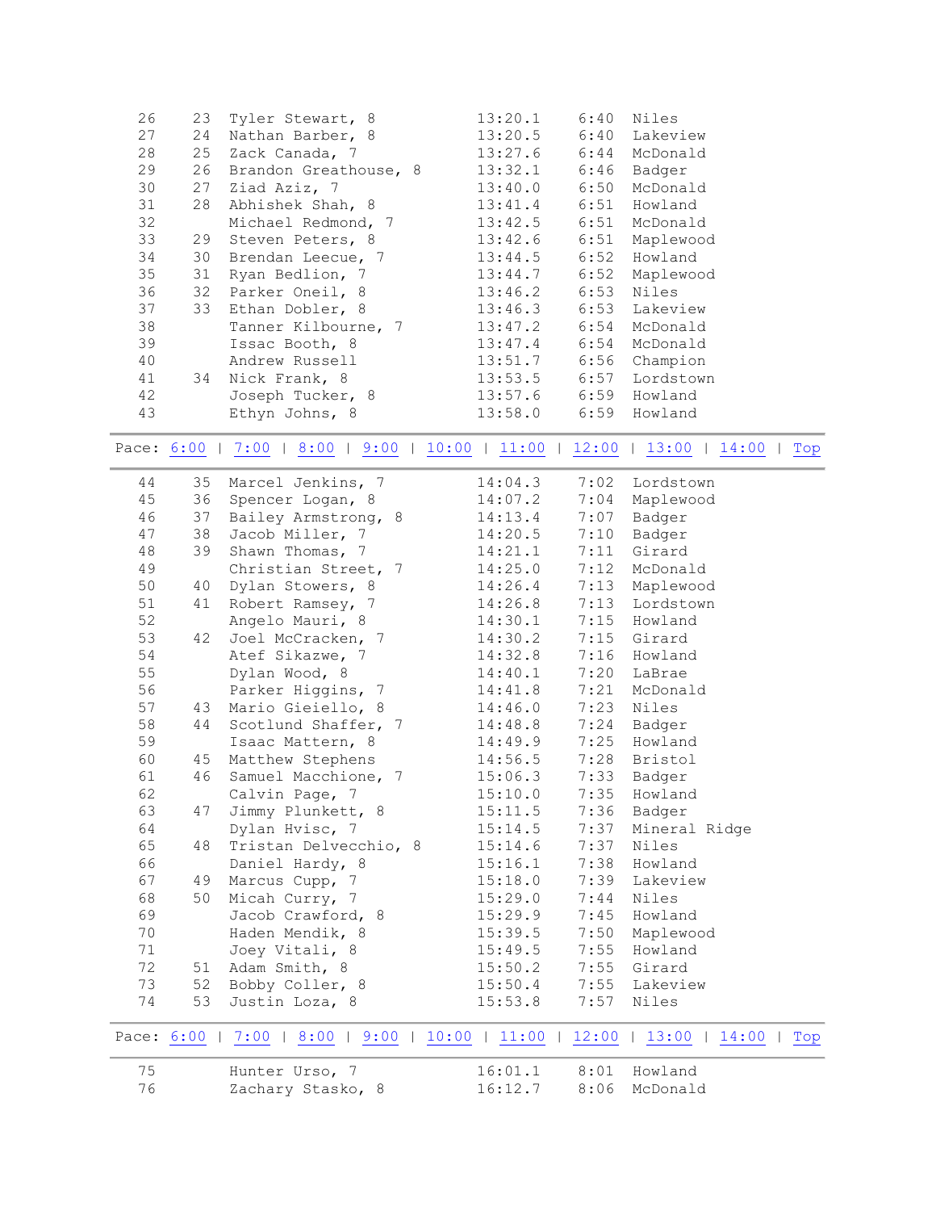```
  26    23  Tyler Stewart, 8             13:20.1     6:40  Niles
  27    24  Nathan Barber, 8             13:20.5     6:40  Lakeview
  28    25  Zack Canada, 7               13:27.6     6:44  McDonald
  29    26  Brandon Greathouse, 8        13:32.1     6:46  Badger
  30    27  Ziad Aziz, 7                 13:40.0     6:50  McDonald
  31    28  Abhishek Shah, 8             13:41.4     6:51  Howland
  32        Michael Redmond, 7           13:42.5     6:51  McDonald
  33    29  Steven Peters, 8             13:42.6     6:51  Maplewood
  34    30  Brendan Leecue, 7            13:44.5     6:52  Howland
  35    31  Ryan Bedlion, 7              13:44.7     6:52  Maplewood
  36    32  Parker Oneil, 8              13:46.2     6:53  Niles
  37    33  Ethan Dobler, 8              13:46.3     6:53  Lakeview
  38        Tanner Kilbourne, 7          13:47.2     6:54  McDonald
  39        Issac Booth, 8               13:47.4     6:54  McDonald
  40        Andrew Russell               13:51.7     6:56  Champion
  41    34  Nick Frank, 8                13:53.5     6:57  Lordstown
  42        Joseph Tucker, 8             13:57.6     6:59  Howland
  43        Ethyn Johns, 8               13:58.0     6:59  Howland
```

Pace: 6:00 | 7:00 | 8:00 | 9:00 | 10:00 | 11:00 | 12:00 | 13:00 | 14:00 | Top

```
  44    35  Marcel Jenkins, 7            14:04.3     7:02  Lordstown
  45    36  Spencer Logan, 8             14:07.2     7:04  Maplewood
  46    37  Bailey Armstrong, 8          14:13.4     7:07  Badger
  47    38  Jacob Miller, 7              14:20.5     7:10  Badger
  48    39  Shawn Thomas, 7              14:21.1     7:11  Girard
  49        Christian Street, 7          14:25.0     7:12  McDonald
  50    40  Dylan Stowers, 8             14:26.4     7:13  Maplewood
  51    41  Robert Ramsey, 7             14:26.8     7:13  Lordstown
  52        Angelo Mauri, 8              14:30.1     7:15  Howland
  53    42  Joel McCracken, 7            14:30.2     7:15  Girard
  54        Atef Sikazwe, 7              14:32.8     7:16  Howland
  55        Dylan Wood, 8                14:40.1     7:20  LaBrae
  56        Parker Higgins, 7            14:41.8     7:21  McDonald
  57    43  Mario Gieiello, 8            14:46.0     7:23  Niles
  58    44  Scotlund Shaffer, 7          14:48.8     7:24  Badger
  59        Isaac Mattern, 8             14:49.9     7:25  Howland
  60    45  Matthew Stephens             14:56.5     7:28  Bristol
  61    46  Samuel Macchione, 7          15:06.3     7:33  Badger
  62        Calvin Page, 7               15:10.0     7:35  Howland
  63    47  Jimmy Plunkett, 8            15:11.5     7:36  Badger
  64        Dylan Hvisc, 7               15:14.5     7:37  Mineral Ridge
  65    48  Tristan Delvecchio, 8        15:14.6     7:37  Niles
  66        Daniel Hardy, 8              15:16.1     7:38  Howland
  67    49  Marcus Cupp, 7               15:18.0     7:39  Lakeview
  68    50  Micah Curry, 7               15:29.0     7:44  Niles
  69        Jacob Crawford, 8            15:29.9     7:45  Howland
  70        Haden Mendik, 8              15:39.5     7:50  Maplewood
  71        Joey Vitali, 8               15:49.5     7:55  Howland
  72    51  Adam Smith, 8                15:50.2     7:55  Girard
  73    52  Bobby Coller, 8              15:50.4     7:55  Lakeview
  74    53  Justin Loza, 8               15:53.8     7:57  Niles
```

Pace: 6:00 | 7:00 | 8:00 | 9:00 | 10:00 | 11:00 | 12:00 | 13:00 | 14:00 | Top

```
  75        Hunter Urso, 7               16:01.1     8:01  Howland
  76        Zachary Stasko, 8            16:12.7     8:06  McDonald
```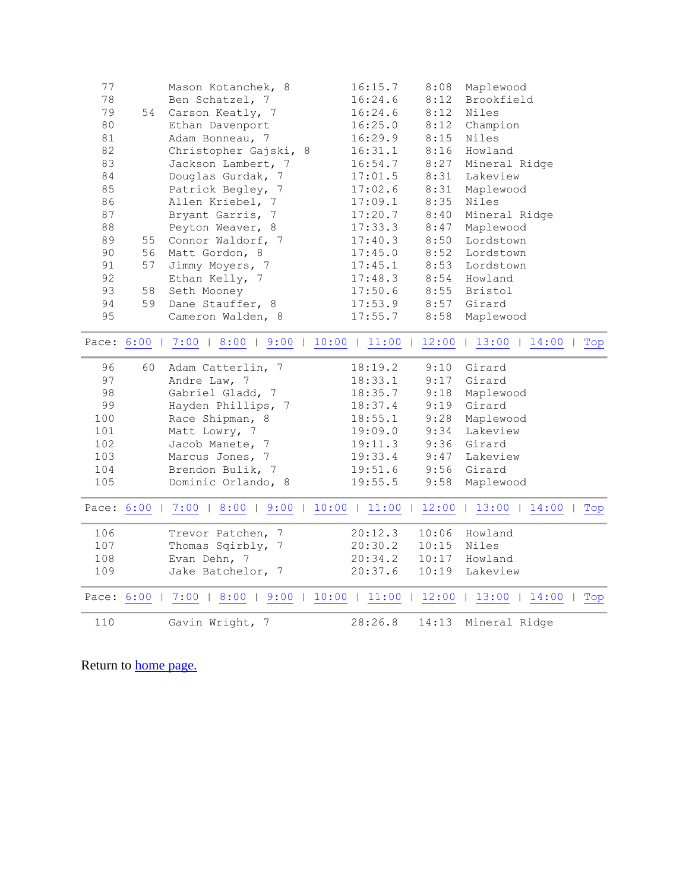| | | | | | |
|---|---|---|---|---|---|
| 77 | | Mason Kotanchek, 8 | 16:15.7 | 8:08 | Maplewood |
| 78 | | Ben Schatzel, 7 | 16:24.6 | 8:12 | Brookfield |
| 79 | 54 | Carson Keatly, 7 | 16:24.6 | 8:12 | Niles |
| 80 | | Ethan Davenport | 16:25.0 | 8:12 | Champion |
| 81 | | Adam Bonneau, 7 | 16:29.9 | 8:15 | Niles |
| 82 | | Christopher Gajski, 8 | 16:31.1 | 8:16 | Howland |
| 83 | | Jackson Lambert, 7 | 16:54.7 | 8:27 | Mineral Ridge |
| 84 | | Douglas Gurdak, 7 | 17:01.5 | 8:31 | Lakeview |
| 85 | | Patrick Begley, 7 | 17:02.6 | 8:31 | Maplewood |
| 86 | | Allen Kriebel, 7 | 17:09.1 | 8:35 | Niles |
| 87 | | Bryant Garris, 7 | 17:20.7 | 8:40 | Mineral Ridge |
| 88 | | Peyton Weaver, 8 | 17:33.3 | 8:47 | Maplewood |
| 89 | 55 | Connor Waldorf, 7 | 17:40.3 | 8:50 | Lordstown |
| 90 | 56 | Matt Gordon, 8 | 17:45.0 | 8:52 | Lordstown |
| 91 | 57 | Jimmy Moyers, 7 | 17:45.1 | 8:53 | Lordstown |
| 92 | | Ethan Kelly, 7 | 17:48.3 | 8:54 | Howland |
| 93 | 58 | Seth Mooney | 17:50.6 | 8:55 | Bristol |
| 94 | 59 | Dane Stauffer, 8 | 17:53.9 | 8:57 | Girard |
| 95 | | Cameron Walden, 8 | 17:55.7 | 8:58 | Maplewood |

Pace: 6:00 | 7:00 | 8:00 | 9:00 | 10:00 | 11:00 | 12:00 | 13:00 | 14:00 | Top

| | | | | | |
|---|---|---|---|---|---|
| 96 | 60 | Adam Catterlin, 7 | 18:19.2 | 9:10 | Girard |
| 97 | | Andre Law, 7 | 18:33.1 | 9:17 | Girard |
| 98 | | Gabriel Gladd, 7 | 18:35.7 | 9:18 | Maplewood |
| 99 | | Hayden Phillips, 7 | 18:37.4 | 9:19 | Girard |
| 100 | | Race Shipman, 8 | 18:55.1 | 9:28 | Maplewood |
| 101 | | Matt Lowry, 7 | 19:09.0 | 9:34 | Lakeview |
| 102 | | Jacob Manete, 7 | 19:11.3 | 9:36 | Girard |
| 103 | | Marcus Jones, 7 | 19:33.4 | 9:47 | Lakeview |
| 104 | | Brendon Bulik, 7 | 19:51.6 | 9:56 | Girard |
| 105 | | Dominic Orlando, 8 | 19:55.5 | 9:58 | Maplewood |

Pace: 6:00 | 7:00 | 8:00 | 9:00 | 10:00 | 11:00 | 12:00 | 13:00 | 14:00 | Top

| | | | | | |
|---|---|---|---|---|---|
| 106 | | Trevor Patchen, 7 | 20:12.3 | 10:06 | Howland |
| 107 | | Thomas Sqirbly, 7 | 20:30.2 | 10:15 | Niles |
| 108 | | Evan Dehn, 7 | 20:34.2 | 10:17 | Howland |
| 109 | | Jake Batchelor, 7 | 20:37.6 | 10:19 | Lakeview |

Pace: 6:00 | 7:00 | 8:00 | 9:00 | 10:00 | 11:00 | 12:00 | 13:00 | 14:00 | Top

| | | | | | |
|---|---|---|---|---|---|
| 110 | | Gavin Wright, 7 | 28:26.8 | 14:13 | Mineral Ridge |

Return to home page.